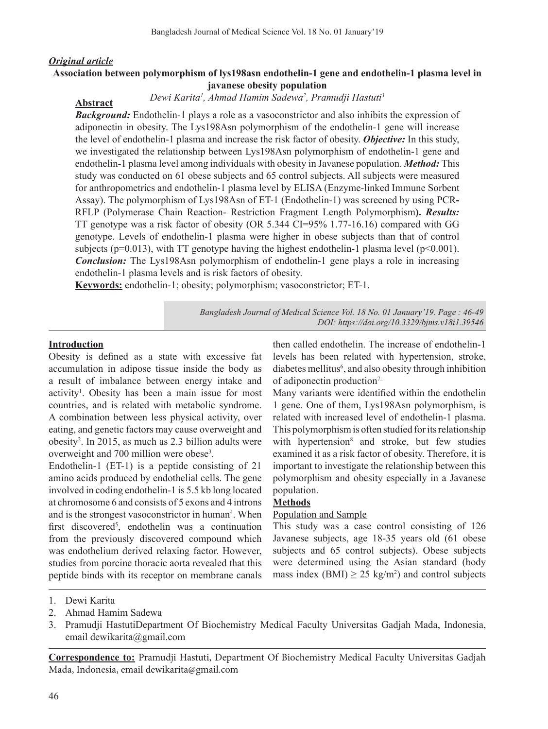***Original article***

# Association between polymorphism of lys198asn endothelin-1 gene and endothelin-1 plasma level in javanese obesity population

*Dewi Karita[1], Ahmad Hamim Sadewa[2], Pramudji Hastuti[3]*

## Abstract

***Background:*** Endothelin-1 plays a role as a vasoconstrictor and also inhibits the expression of adiponectin in obesity. The Lys198Asn polymorphism of the endothelin-1 gene will increase the level of endothelin-1 plasma and increase the risk factor of obesity. ***Objective:*** In this study, we investigated the relationship between Lys198Asn polymorphism of endothelin-1 gene and endothelin-1 plasma level among individuals with obesity in Javanese population. ***Method:*** This study was conducted on 61 obese subjects and 65 control subjects. All subjects were measured for anthropometrics and endothelin-1 plasma level by ELISA (Enzyme-linked Immune Sorbent Assay). The polymorphism of Lys198Asn of ET-1 (Endothelin-1) was screened by using PCR-RFLP (Polymerase Chain Reaction- Restriction Fragment Length Polymorphism**).** ***Results:*** TT genotype was a risk factor of obesity (OR 5.344 CI=95% 1.77-16.16) compared with GG genotype. Levels of endothelin-1 plasma were higher in obese subjects than that of control subjects ($p=0.013$), with TT genotype having the highest endothelin-1 plasma level ($p<0.001$). ***Conclusion:*** The Lys198Asn polymorphism of endothelin-1 gene plays a role in increasing endothelin-1 plasma levels and is risk factors of obesity.

**Keywords:** endothelin-1; obesity; polymorphism; vasoconstrictor; ET-1.

*Bangladesh Journal of Medical Science Vol. 18 No. 01 January'19. Page : 46-49*
*DOI: https://doi.org/10.3329/bjms.v18i1.39546*

## Introduction

Obesity is defined as a state with excessive fat accumulation in adipose tissue inside the body as a result of imbalance between energy intake and activity[1]. Obesity has been a main issue for most countries, and is related with metabolic syndrome. A combination between less physical activity, over eating, and genetic factors may cause overweight and obesity[2]. In 2015, as much as 2.3 billion adults were overweight and 700 million were obese[3].

Endothelin-1 (ET-1) is a peptide consisting of 21 amino acids produced by endothelial cells. The gene involved in coding endothelin-1 is 5.5 kb long located at chromosome 6 and consists of 5 exons and 4 introns and is the strongest vasoconstrictor in human[4]. When first discovered[5], endothelin was a continuation from the previously discovered compound which was endothelium derived relaxing factor. However, studies from porcine thoracic aorta revealed that this peptide binds with its receptor on membrane canals then called endothelin. The increase of endothelin-1 levels has been related with hypertension, stroke, diabetes mellitus[6], and also obesity through inhibition of adiponectin production[7].

Many variants were identified within the endothelin 1 gene. One of them, Lys198Asn polymorphism, is related with increased level of endothelin-1 plasma. This polymorphism is often studied for its relationship with hypertension[8] and stroke, but few studies examined it as a risk factor of obesity. Therefore, it is important to investigate the relationship between this polymorphism and obesity especially in a Javanese population.

## Methods

### Population and Sample

This study was a case control consisting of 126 Javanese subjects, age 18-35 years old (61 obese subjects and 65 control subjects). Obese subjects were determined using the Asian standard (body mass index (BMI) $\geq 25$ kg/m$^2$) and control subjects

1. Dewi Karita
2. Ahmad Hamim Sadewa
3. Pramudji HastutiDepartment Of Biochemistry Medical Faculty Universitas Gadjah Mada, Indonesia, email dewikarita@gmail.com

**Correspondence to:** Pramudji Hastuti, Department Of Biochemistry Medical Faculty Universitas Gadjah Mada, Indonesia, email dewikarita@gmail.com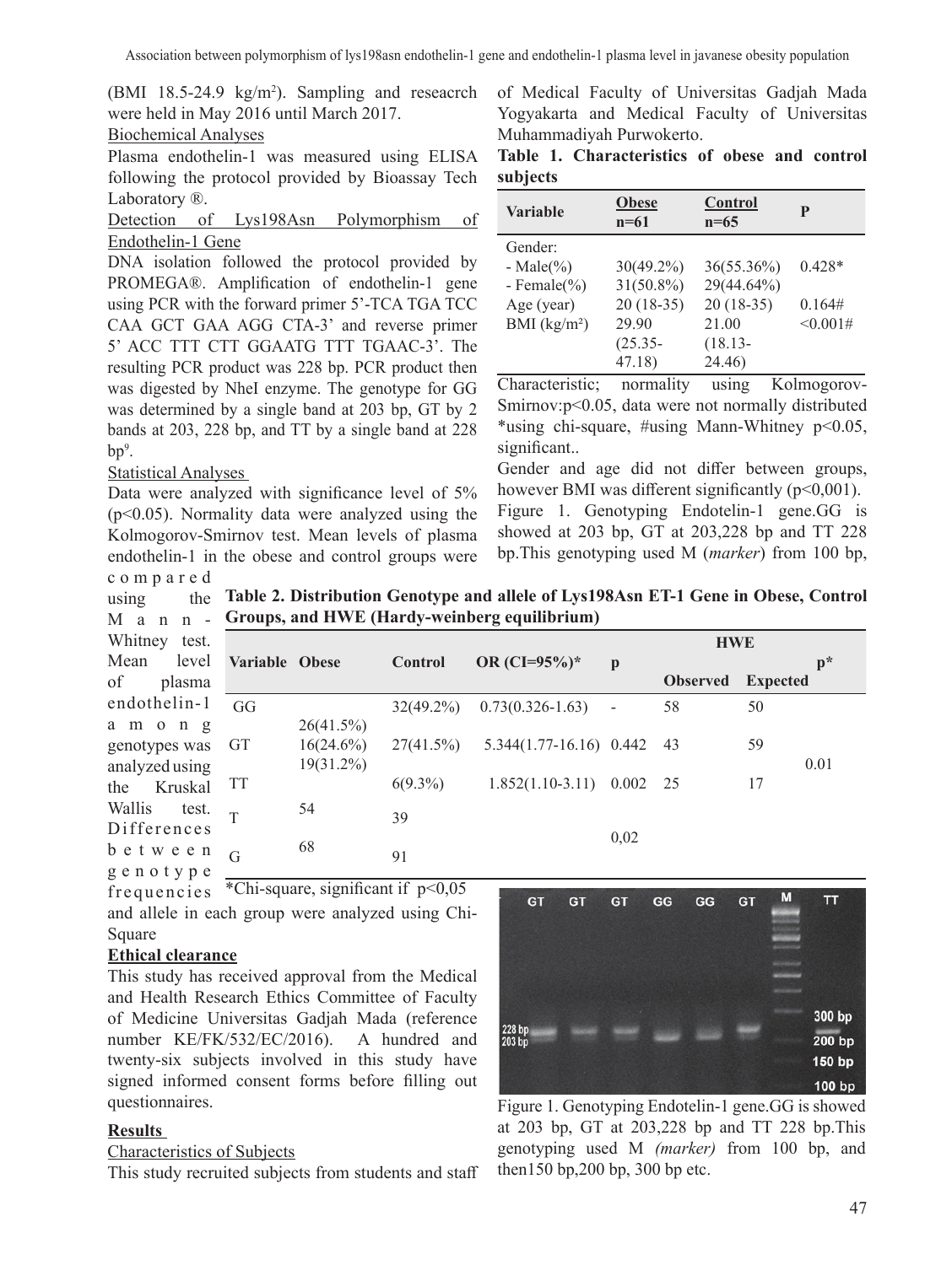(BMI 18.5-24.9 kg/m$^2$). Sampling and reseacrch were held in May 2016 until March 2017.

Biochemical Analyses

Plasma endothelin-1 was measured using ELISA following the protocol provided by Bioassay Tech Laboratory ®.

Detection of Lys198Asn Polymorphism of Endothelin-1 Gene

DNA isolation followed the protocol provided by PROMEGA®. Amplification of endothelin-1 gene using PCR with the forward primer 5'-TCA TGA TCC CAA GCT GAA AGG CTA-3' and reverse primer 5' ACC TTT CTT GGAATG TTT TGAAC-3'. The resulting PCR product was 228 bp. PCR product then was digested by NheI enzyme. The genotype for GG was determined by a single band at 203 bp, GT by 2 bands at 203, 228 bp, and TT by a single band at 228 bp[9].

Statistical Analyses

Data were analyzed with significance level of 5% ($p<0.05$). Normality data were analyzed using the Kolmogorov-Smirnov test. Mean levels of plasma endothelin-1 in the obese and control groups were compared using the Mann-Whitney test. Mean level of plasma endothelin-1 among genotypes was analyzed using the Kruskal Wallis test. Differences between genotype frequencies and allele in each group were analyzed using Chi-Square

**Ethical clearance**

This study has received approval from the Medical and Health Research Ethics Committee of Faculty of Medicine Universitas Gadjah Mada (reference number KE/FK/532/EC/2016). A hundred and twenty-six subjects involved in this study have signed informed consent forms before filling out questionnaires.

## Results

Characteristics of Subjects

This study recruited subjects from students and staff of Medical Faculty of Universitas Gadjah Mada Yogyakarta and Medical Faculty of Universitas Muhammadiyah Purwokerto.

**Table 1. Characteristics of obese and control subjects**

| Variable | Obese n=61 | Control n=65 | P |
|---|---|---|---|
| Gender: | | | |
| - Male(%) | 30(49.2%) | 36(55.36%) | 0.428* |
| - Female(%) | 31(50.8%) | 29(44.64%) | |
| Age (year) | 20 (18-35) | 20 (18-35) | 0.164# |
| BMI (kg/m$^2$) | 29.90 (25.35-47.18) | 21.00 (18.13-24.46) | <0.001# |

Characteristic; normality using Kolmogorov-Smirnov:$p<0.05$, data were not normally distributed *using chi-square, #using Mann-Whitney $p<0.05$, significant..

Gender and age did not differ between groups, however BMI was different significantly ($p<0{,}001$).

Figure 1. Genotyping Endotelin-1 gene.GG is showed at 203 bp, GT at 203,228 bp and TT 228 bp.This genotyping used M (*marker*) from 100 bp,

**Table 2. Distribution Genotype and allele of Lys198Asn ET-1 Gene in Obese, Control Groups, and HWE (Hardy-weinberg equilibrium)**

| Variable | Obese | Control | OR (CI=95%)* | p | HWE Observed | HWE Expected | p* |
|---|---|---|---|---|---|---|---|
| GG | 26(41.5%) | 32(49.2%) | 0.73(0.326-1.63) | - | 58 | 50 | |
| GT | 16(24.6%) | 27(41.5%) | 5.344(1.77-16.16) | 0.442 | 43 | 59 | 0.01 |
| TT | 19(31.2%) | 6(9.3%) | 1.852(1.10-3.11) | 0.002 | 25 | 17 | |
| T | 54 | 39 | | 0,02 | | | |
| G | 68 | 91 | | | | | |

*Chi-square, significant if $p<0{,}05$

Figure 1. Genotyping Endotelin-1 gene.GG is showed at 203 bp, GT at 203,228 bp and TT 228 bp.This genotyping used M *(marker)* from 100 bp, and then150 bp,200 bp, 300 bp etc.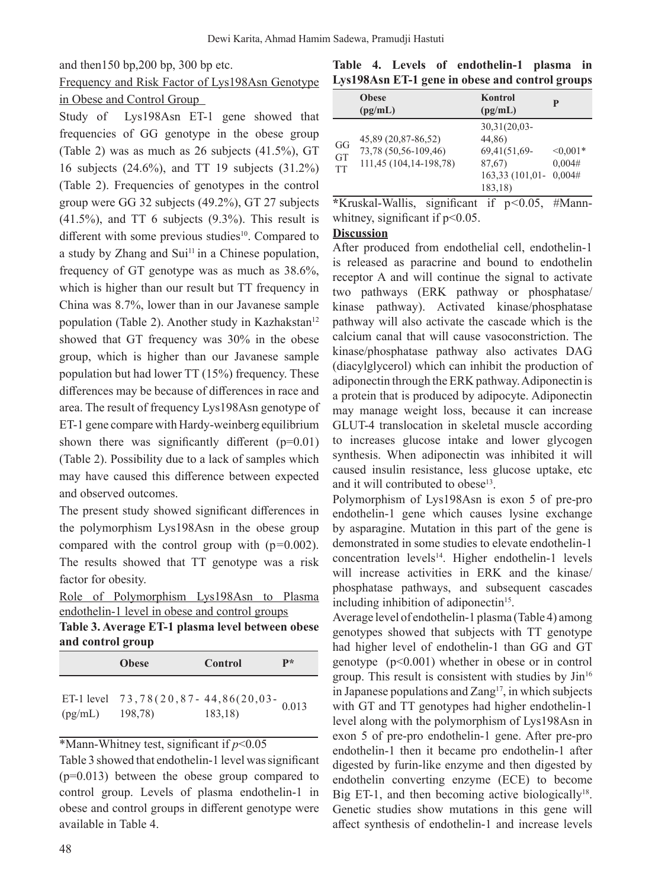and then150 bp,200 bp, 300 bp etc.

Frequency and Risk Factor of Lys198Asn Genotype in Obese and Control Group

Study of Lys198Asn ET-1 gene showed that frequencies of GG genotype in the obese group (Table 2) was as much as 26 subjects (41.5%), GT 16 subjects (24.6%), and TT 19 subjects (31.2%) (Table 2). Frequencies of genotypes in the control group were GG 32 subjects (49.2%), GT 27 subjects (41.5%), and TT 6 subjects (9.3%). This result is different with some previous studies[10]. Compared to a study by Zhang and Sui[11] in a Chinese population, frequency of GT genotype was as much as 38.6%, which is higher than our result but TT frequency in China was 8.7%, lower than in our Javanese sample population (Table 2). Another study in Kazhakstan[12] showed that GT frequency was 30% in the obese group, which is higher than our Javanese sample population but had lower TT (15%) frequency. These differences may be because of differences in race and area. The result of frequency Lys198Asn genotype of ET-1 gene compare with Hardy-weinberg equilibrium shown there was significantly different (p=0.01) (Table 2). Possibility due to a lack of samples which may have caused this difference between expected and observed outcomes.

The present study showed significant differences in the polymorphism Lys198Asn in the obese group compared with the control group with (p=0.002). The results showed that TT genotype was a risk factor for obesity.

Role of Polymorphism Lys198Asn to Plasma endothelin-1 level in obese and control groups

**Table 3. Average ET-1 plasma level between obese and control group**

| | Obese | Control | P* |
|---|---|---|---|
| ET-1 level (pg/mL) | 73,78(20,87-198,78) | 44,86(20,03-183,18) | 0.013 |

*Mann-Whitney test, significant if $p<0.05$

Table 3 showed that endothelin-1 level was significant (p=0.013) between the obese group compared to control group. Levels of plasma endothelin-1 in obese and control groups in different genotype were available in Table 4.

**Table 4. Levels of endothelin-1 plasma in Lys198Asn ET-1 gene in obese and control groups**

| | Obese (pg/mL) | Kontrol (pg/mL) | P |
|---|---|---|---|
| GG | 45,89 (20,87-86,52) | 30,31(20,03-44,86) | <0,001* |
| GT | 73,78 (50,56-109,46) | 69,41(51,69-87,67) | 0,004# |
| TT | 111,45 (104,14-198,78) | 163,33 (101,01-183,18) | 0,004# |

*Kruskal-Wallis, significant if p<0.05, #Mann-whitney, significant if p<0.05.

**Discussion**

After produced from endothelial cell, endothelin-1 is released as paracrine and bound to endothelin receptor A and will continue the signal to activate two pathways (ERK pathway or phosphatase/kinase pathway). Activated kinase/phosphatase pathway will also activate the cascade which is the calcium canal that will cause vasoconstriction. The kinase/phosphatase pathway also activates DAG (diacylglycerol) which can inhibit the production of adiponectin through the ERK pathway. Adiponectin is a protein that is produced by adipocyte. Adiponectin may manage weight loss, because it can increase GLUT-4 translocation in skeletal muscle according to increases glucose intake and lower glycogen synthesis. When adiponectin was inhibited it will caused insulin resistance, less glucose uptake, etc and it will contributed to obese[13].

Polymorphism of Lys198Asn is exon 5 of pre-pro endothelin-1 gene which causes lysine exchange by asparagine. Mutation in this part of the gene is demonstrated in some studies to elevate endothelin-1 concentration levels[14]. Higher endothelin-1 levels will increase activities in ERK and the kinase/phosphatase pathways, and subsequent cascades including inhibition of adiponectin[15].

Average level of endothelin-1 plasma (Table 4) among genotypes showed that subjects with TT genotype had higher level of endothelin-1 than GG and GT genotype (p<0.001) whether in obese or in control group. This result is consistent with studies by Jin[16] in Japanese populations and Zang[17], in which subjects with GT and TT genotypes had higher endothelin-1 level along with the polymorphism of Lys198Asn in exon 5 of pre-pro endothelin-1 gene. After pre-pro endothelin-1 then it became pro endothelin-1 after digested by furin-like enzyme and then digested by endothelin converting enzyme (ECE) to become Big ET-1, and then becoming active biologically[18]. Genetic studies show mutations in this gene will affect synthesis of endothelin-1 and increase levels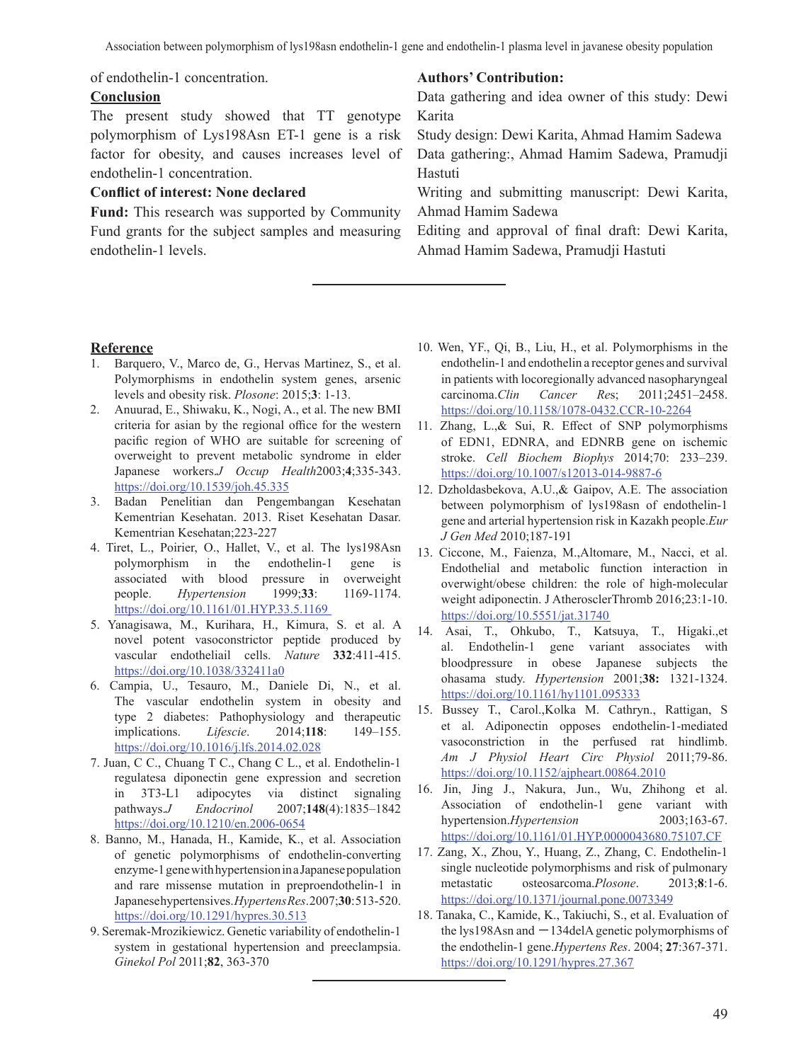of endothelin-1 concentration.

## Conclusion

The present study showed that TT genotype polymorphism of Lys198Asn ET-1 gene is a risk factor for obesity, and causes increases level of endothelin-1 concentration.

**Conflict of interest: None declared**

**Fund:** This research was supported by Community Fund grants for the subject samples and measuring endothelin-1 levels.

**Authors' Contribution:**

Data gathering and idea owner of this study: Dewi Karita

Study design: Dewi Karita, Ahmad Hamim Sadewa

Data gathering:, Ahmad Hamim Sadewa, Pramudji Hastuti

Writing and submitting manuscript: Dewi Karita, Ahmad Hamim Sadewa

Editing and approval of final draft: Dewi Karita, Ahmad Hamim Sadewa, Pramudji Hastuti

## Reference

1. Barquero, V., Marco de, G., Hervas Martinez, S., et al. Polymorphisms in endothelin system genes, arsenic levels and obesity risk. *Plosone*: 2015;**3**: 1-13.
2. Anuurad, E., Shiwaku, K., Nogi, A., et al. The new BMI criteria for asian by the regional office for the western pacific region of WHO are suitable for screening of overweight to prevent metabolic syndrome in elder Japanese workers.*J Occup Health*2003;**4**;335-343. https://doi.org/10.1539/joh.45.335
3. Badan Penelitian dan Pengembangan Kesehatan Kementrian Kesehatan. 2013. Riset Kesehatan Dasar. Kementrian Kesehatan;223-227
4. Tiret, L., Poirier, O., Hallet, V., et al. The lys198Asn polymorphism in the endothelin-1 gene is associated with blood pressure in overweight people. *Hypertension* 1999;**33**: 1169-1174. https://doi.org/10.1161/01.HYP.33.5.1169
5. Yanagisawa, M., Kurihara, H., Kimura, S. et al. A novel potent vasoconstrictor peptide produced by vascular endotheliail cells. *Nature* **332**:411-415. https://doi.org/10.1038/332411a0
6. Campia, U., Tesauro, M., Daniele Di, N., et al. The vascular endothelin system in obesity and type 2 diabetes: Pathophysiology and therapeutic implications. *Lifescie*. 2014;**118**: 149–155. https://doi.org/10.1016/j.lfs.2014.02.028
7. Juan, C C., Chuang T C., Chang C L., et al. Endothelin-1 regulatesa diponectin gene expression and secretion in 3T3-L1 adipocytes via distinct signaling pathways.*J Endocrinol* 2007;**148**(4):1835–1842 https://doi.org/10.1210/en.2006-0654
8. Banno, M., Hanada, H., Kamide, K., et al. Association of genetic polymorphisms of endothelin-converting enzyme-1 gene with hypertension in a Japanese population and rare missense mutation in preproendothelin-1 in Japanesehypertensives.*HypertensRes*.2007;**30**:513-520. https://doi.org/10.1291/hypres.30.513
9. Seremak-Mrozikiewicz. Genetic variability of endothelin-1 system in gestational hypertension and preeclampsia. *Ginekol Pol* 2011;**82**, 363-370
10. Wen, YF., Qi, B., Liu, H., et al. Polymorphisms in the endothelin-1 and endothelin a receptor genes and survival in patients with locoregionally advanced nasopharyngeal carcinoma.*Clin Cancer Re*s; 2011;2451–2458. https://doi.org/10.1158/1078-0432.CCR-10-2264
11. Zhang, L.,& Sui, R. Effect of SNP polymorphisms of EDN1, EDNRA, and EDNRB gene on ischemic stroke. *Cell Biochem Biophys* 2014;70: 233–239. https://doi.org/10.1007/s12013-014-9887-6
12. Dzholdasbekova, A.U.,& Gaipov, A.E. The association between polymorphism of lys198asn of endothelin-1 gene and arterial hypertension risk in Kazakh people.*Eur J Gen Med* 2010;187-191
13. Ciccone, M., Faienza, M.,Altomare, M., Nacci, et al. Endothelial and metabolic function interaction in overwight/obese children: the role of high-molecular weight adiponectin. J AtherosclerThromb 2016;23:1-10. https://doi.org/10.5551/jat.31740
14. Asai, T., Ohkubo, T., Katsuya, T., Higaki.,et al. Endothelin-1 gene variant associates with bloodpressure in obese Japanese subjects the ohasama study. *Hypertension* 2001;**38:** 1321-1324. https://doi.org/10.1161/hy1101.095333
15. Bussey T., Carol.,Kolka M. Cathryn., Rattigan, S et al. Adiponectin opposes endothelin-1-mediated vasoconstriction in the perfused rat hindlimb. *Am J Physiol Heart Circ Physiol* 2011;79-86. https://doi.org/10.1152/ajpheart.00864.2010
16. Jin, Jing J., Nakura, Jun., Wu, Zhihong et al. Association of endothelin-1 gene variant with hypertension.*Hypertension* 2003;163-67. https://doi.org/10.1161/01.HYP.0000043680.75107.CF
17. Zang, X., Zhou, Y., Huang, Z., Zhang, C. Endothelin-1 single nucleotide polymorphisms and risk of pulmonary metastatic osteosarcoma.*Plosone*. 2013;**8**:1-6. https://doi.org/10.1371/journal.pone.0073349
18. Tanaka, C., Kamide, K., Takiuchi, S., et al. Evaluation of the lys198Asn and －134delA genetic polymorphisms of the endothelin-1 gene.*Hypertens Res*. 2004; **27**:367-371. https://doi.org/10.1291/hypres.27.367